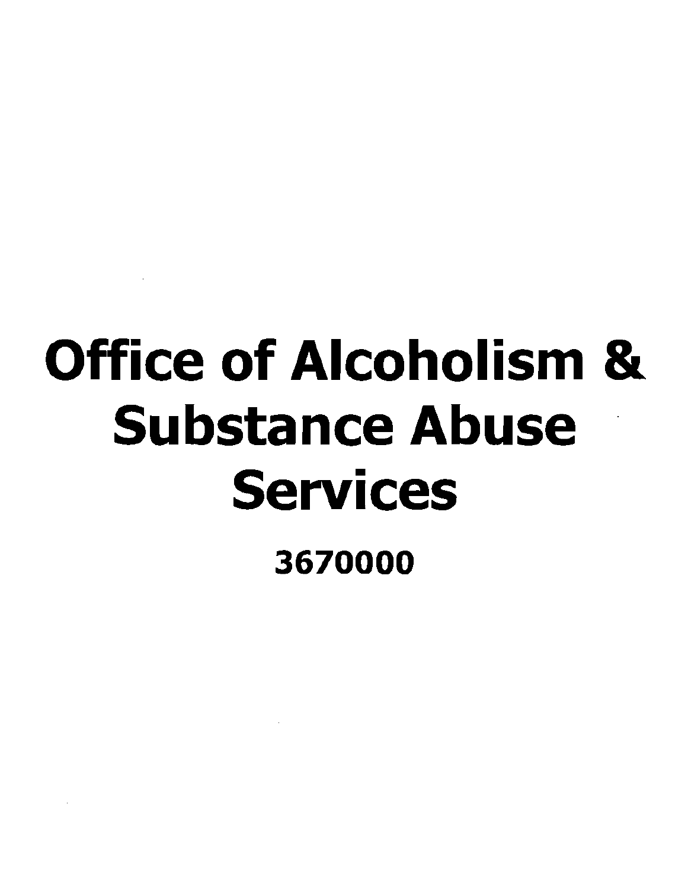# Office of Alcoholism & Substance Abuse Services

**3670000**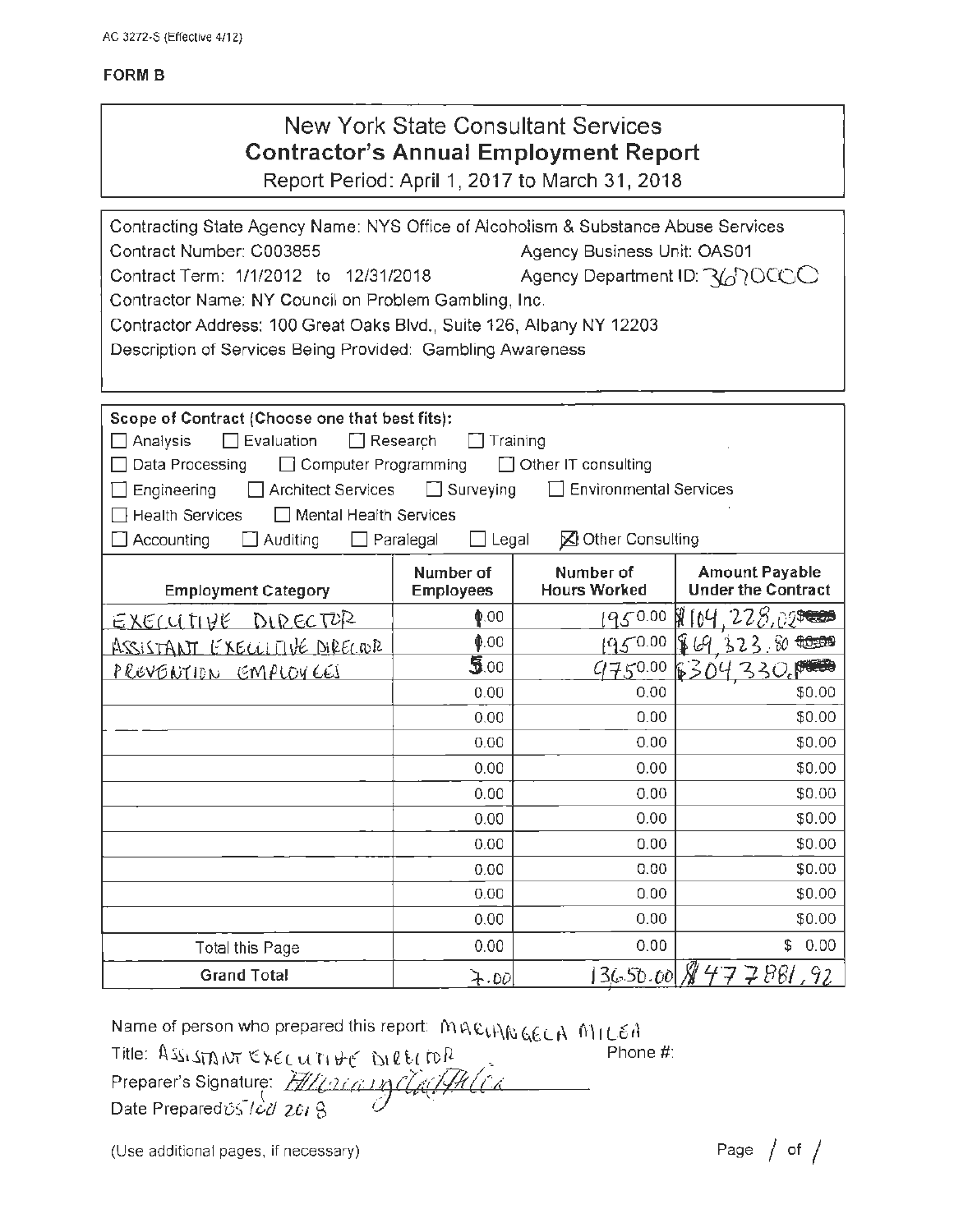AC 3272-S (Effective 4/12)

**FORM B**

## New York State Consultant Services
## Contractor's Annual Employment Report

Report Period: April 1, 2017 to March 31, 2018

Contracting State Agency Name: NYS Office of Alcoholism & Substance Abuse Services
Contract Number: C003855 Agency Business Unit: OAS01
Contract Term: 1/1/2012 to 12/31/2018 Agency Department ID: 3670000
Contractor Name: NY Council on Problem Gambling, Inc.
Contractor Address: 100 Great Oaks Blvd., Suite 126, Albany NY 12203
Description of Services Being Provided: Gambling Awareness

**Scope of Contract (Choose one that best fits):**

☐ Analysis ☐ Evaluation ☐ Research ☐ Training
☐ Data Processing ☐ Computer Programming ☐ Other IT consulting
☐ Engineering ☐ Architect Services ☐ Surveying ☐ Environmental Services
☐ Health Services ☐ Mental Health Services
☐ Accounting ☐ Auditing ☐ Paralegal ☐ Legal ☒ Other Consulting

| Employment Category | Number of Employees | Number of Hours Worked | Amount Payable Under the Contract |
|---|---|---|---|
| EXECUTIVE DIRECTOR | 1.00 | 1950.00 | $104,228.02 |
| ASSISTANT EXECUTIVE DIRECTOR | 1.00 | 1950.00 | $69,323.80 |
| PREVENTION EMPLOYEES | 5.00 | 9750.00 | $304,330. |
| | 0.00 | 0.00 | $0.00 |
| | 0.00 | 0.00 | $0.00 |
| | 0.00 | 0.00 | $0.00 |
| | 0.00 | 0.00 | $0.00 |
| | 0.00 | 0.00 | $0.00 |
| | 0.00 | 0.00 | $0.00 |
| | 0.00 | 0.00 | $0.00 |
| | 0.00 | 0.00 | $0.00 |
| | 0.00 | 0.00 | $0.00 |
| | 0.00 | 0.00 | $0.00 |
| Total this Page | 0.00 | 0.00 | $ 0.00 |
| **Grand Total** | 7.00 | 13650.00 | $477881.92 |

Name of person who prepared this report: MARIANGELA MILEA
Title: ASSISTANT EXECUTIVE DIRECTOR Phone #:
Preparer's Signature: *Mariangela Milea*
Date Prepared: 05/02/2018

(Use additional pages, if necessary)

Page 1 of 1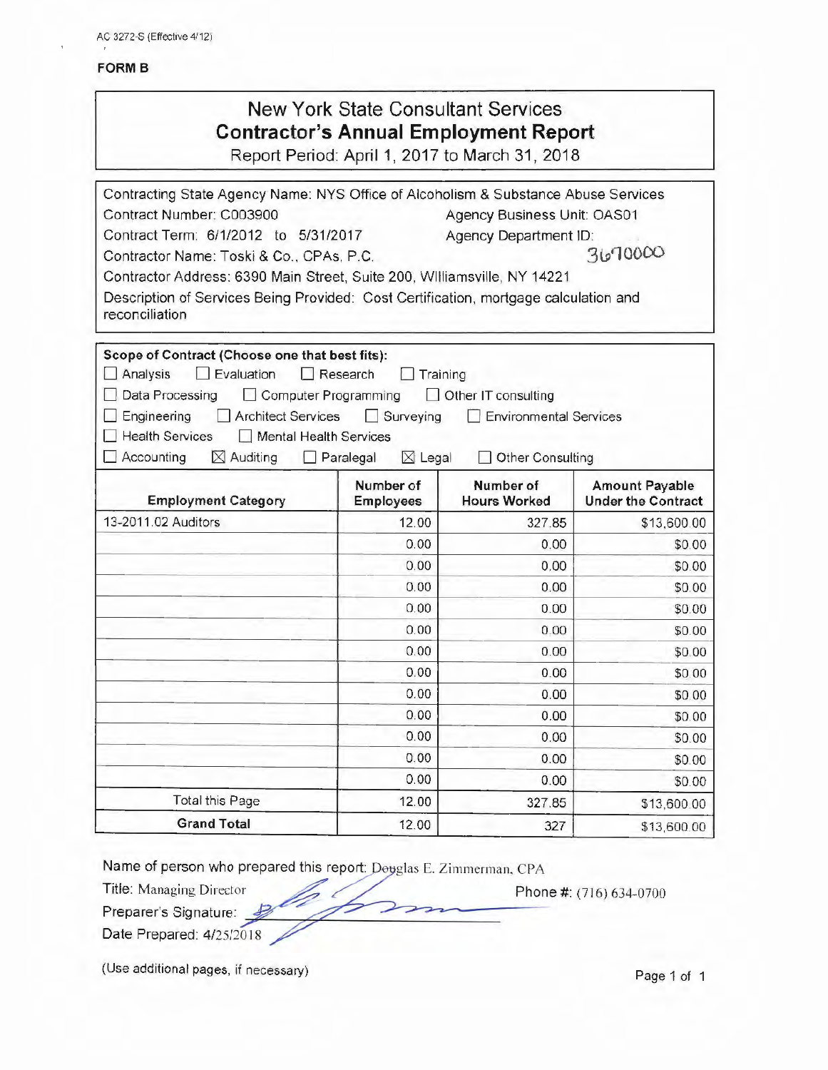AC 3272-S (Effective 4/12)

**FORM B**

# New York State Consultant Services
## Contractor's Annual Employment Report

Report Period: April 1, 2017 to March 31, 2018

Contracting State Agency Name: NYS Office of Alcoholism & Substance Abuse Services

Contract Number: C003900 Agency Business Unit: OAS01

Contract Term: 6/1/2012 to 5/31/2017 Agency Department ID: 3670000

Contractor Name: Toski & Co., CPAs, P.C.

Contractor Address: 6390 Main Street, Suite 200, Williamsville, NY 14221

Description of Services Being Provided: Cost Certification, mortgage calculation and reconciliation

**Scope of Contract (Choose one that best fits):**

☐ Analysis ☐ Evaluation ☐ Research ☐ Training
☐ Data Processing ☐ Computer Programming ☐ Other IT consulting
☐ Engineering ☐ Architect Services ☐ Surveying ☐ Environmental Services
☐ Health Services ☐ Mental Health Services
☐ Accounting ☒ Auditing ☐ Paralegal ☒ Legal ☐ Other Consulting

| Employment Category | Number of Employees | Number of Hours Worked | Amount Payable Under the Contract |
|---|---|---|---|
| 13-2011.02 Auditors | 12.00 | 327.85 | $13,600.00 |
| | 0.00 | 0.00 | $0.00 |
| | 0.00 | 0.00 | $0.00 |
| | 0.00 | 0.00 | $0.00 |
| | 0.00 | 0.00 | $0.00 |
| | 0.00 | 0.00 | $0.00 |
| | 0.00 | 0.00 | $0.00 |
| | 0.00 | 0.00 | $0.00 |
| | 0.00 | 0.00 | $0.00 |
| | 0.00 | 0.00 | $0.00 |
| | 0.00 | 0.00 | $0.00 |
| | 0.00 | 0.00 | $0.00 |
| | 0.00 | 0.00 | $0.00 |
| Total this Page | 12.00 | 327.85 | $13,600.00 |
| **Grand Total** | 12.00 | 327 | $13,600.00 |

Name of person who prepared this report: Douglas E. Zimmerman, CPA

Title: Managing Director Phone #: (716) 634-0700

Preparer's Signature:

Date Prepared: 4/25/2018

(Use additional pages, if necessary)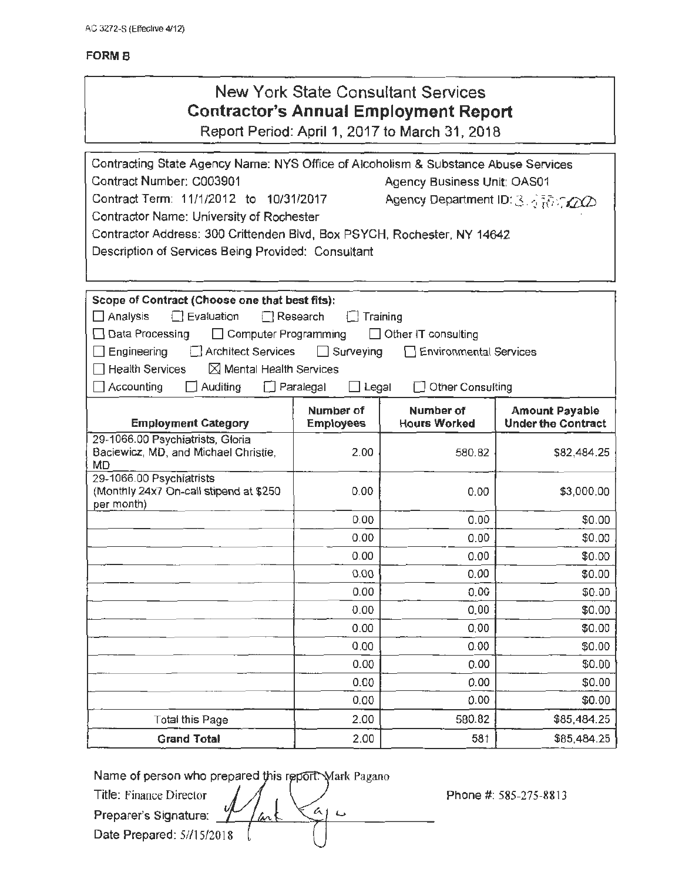AC 3272-S (Effective 4/12)

**FORM B**

# New York State Consultant Services
## Contractor's Annual Employment Report

Report Period: April 1, 2017 to March 31, 2018

Contracting State Agency Name: NYS Office of Alcoholism & Substance Abuse Services

Contract Number: C003901 Agency Business Unit: OAS01

Contract Term: 11/1/2012 to 10/31/2017 Agency Department ID: 3470000

Contractor Name: University of Rochester

Contractor Address: 300 Crittenden Blvd, Box PSYCH, Rochester, NY 14642

Description of Services Being Provided: Consultant

**Scope of Contract (Choose one that best fits):**

☐ Analysis ☐ Evaluation ☐ Research ☐ Training

☐ Data Processing ☐ Computer Programming ☐ Other IT consulting

☐ Engineering ☐ Architect Services ☐ Surveying ☐ Environmental Services

☐ Health Services ☒ Mental Health Services

☐ Accounting ☐ Auditing ☐ Paralegal ☐ Legal ☐ Other Consulting

| Employment Category | Number of Employees | Number of Hours Worked | Amount Payable Under the Contract |
|---|---|---|---|
| 29-1066.00 Psychiatrists, Gloria Baciewicz, MD, and Michael Christie, MD | 2.00 | 580.82 | $82,484.25 |
| 29-1066.00 Psychiatrists (Monthly 24x7 On-call stipend at $250 per month) | 0.00 | 0.00 | $3,000.00 |
| | 0.00 | 0.00 | $0.00 |
| | 0.00 | 0.00 | $0.00 |
| | 0.00 | 0.00 | $0.00 |
| | 0.00 | 0.00 | $0.00 |
| | 0.00 | 0.00 | $0.00 |
| | 0.00 | 0.00 | $0.00 |
| | 0.00 | 0.00 | $0.00 |
| | 0.00 | 0.00 | $0.00 |
| | 0.00 | 0.00 | $0.00 |
| | 0.00 | 0.00 | $0.00 |
| | 0.00 | 0.00 | $0.00 |
| Total this Page | 2.00 | 580.82 | $85,484.25 |
| **Grand Total** | 2.00 | 581 | $85,484.25 |

Name of person who prepared this report: Mark Pagano

Title: Finance Director

Preparer's Signature: Mark Pagano

Date Prepared: 5//15/2018

Phone #: 585-275-8813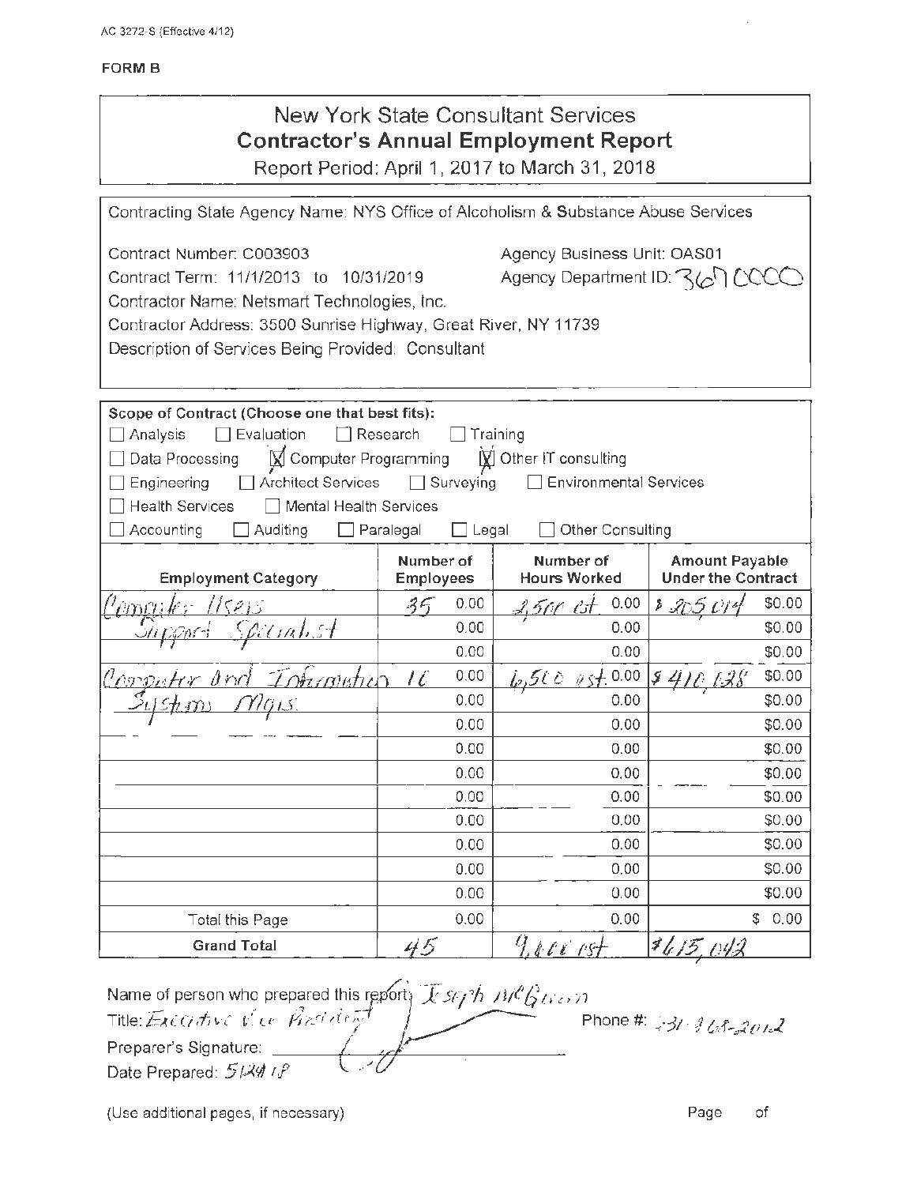AC 3272-S (Effective 4/12)

**FORM B**

# New York State Consultant Services
## Contractor's Annual Employment Report
Report Period: April 1, 2017 to March 31, 2018

Contracting State Agency Name: NYS Office of Alcoholism & Substance Abuse Services

Contract Number: C003903 — Agency Business Unit: OAS01

Contract Term: 11/1/2013 to 10/31/2019 — Agency Department ID: 3670000

Contractor Name: Netsmart Technologies, Inc.

Contractor Address: 3500 Sunrise Highway, Great River, NY 11739

Description of Services Being Provided: Consultant

**Scope of Contract (Choose one that best fits):**

- [ ] Analysis
- [ ] Evaluation
- [ ] Research
- [ ] Training
- [ ] Data Processing
- [x] Computer Programming
- [x] Other IT consulting
- [ ] Engineering
- [ ] Architect Services
- [ ] Surveying
- [ ] Environmental Services
- [ ] Health Services
- [ ] Mental Health Services
- [ ] Accounting
- [ ] Auditing
- [ ] Paralegal
- [ ] Legal
- [ ] Other Consulting

| Employment Category | Number of Employees | Number of Hours Worked | Amount Payable Under the Contract |
|---|---|---|---|
| Computer Users | 35 0.00 | 2,500 est. 0.00 | $205,014 $0.00 |
| Support Specialist | 0.00 | 0.00 | $0.00 |
| | 0.00 | 0.00 | $0.00 |
| Computer and Information | 10 0.00 | 6,500 est. 0.00 | $410,028 $0.00 |
| Systems Mgrs. | 0.00 | 0.00 | $0.00 |
| | 0.00 | 0.00 | $0.00 |
| | 0.00 | 0.00 | $0.00 |
| | 0.00 | 0.00 | $0.00 |
| | 0.00 | 0.00 | $0.00 |
| | 0.00 | 0.00 | $0.00 |
| | 0.00 | 0.00 | $0.00 |
| | 0.00 | 0.00 | $0.00 |
| | 0.00 | 0.00 | $0.00 |
| Total this Page | 0.00 | 0.00 | $ 0.00 |
| **Grand Total** | 45 | 9,000 est. | $615,042 |

Name of person who prepared this report: Joseph McGeown

Title: Executive Vice President — Phone #: 631-968-2012

Preparer's Signature: [signature]

Date Prepared: 5/24/18

(Use additional pages, if necessary) — Page of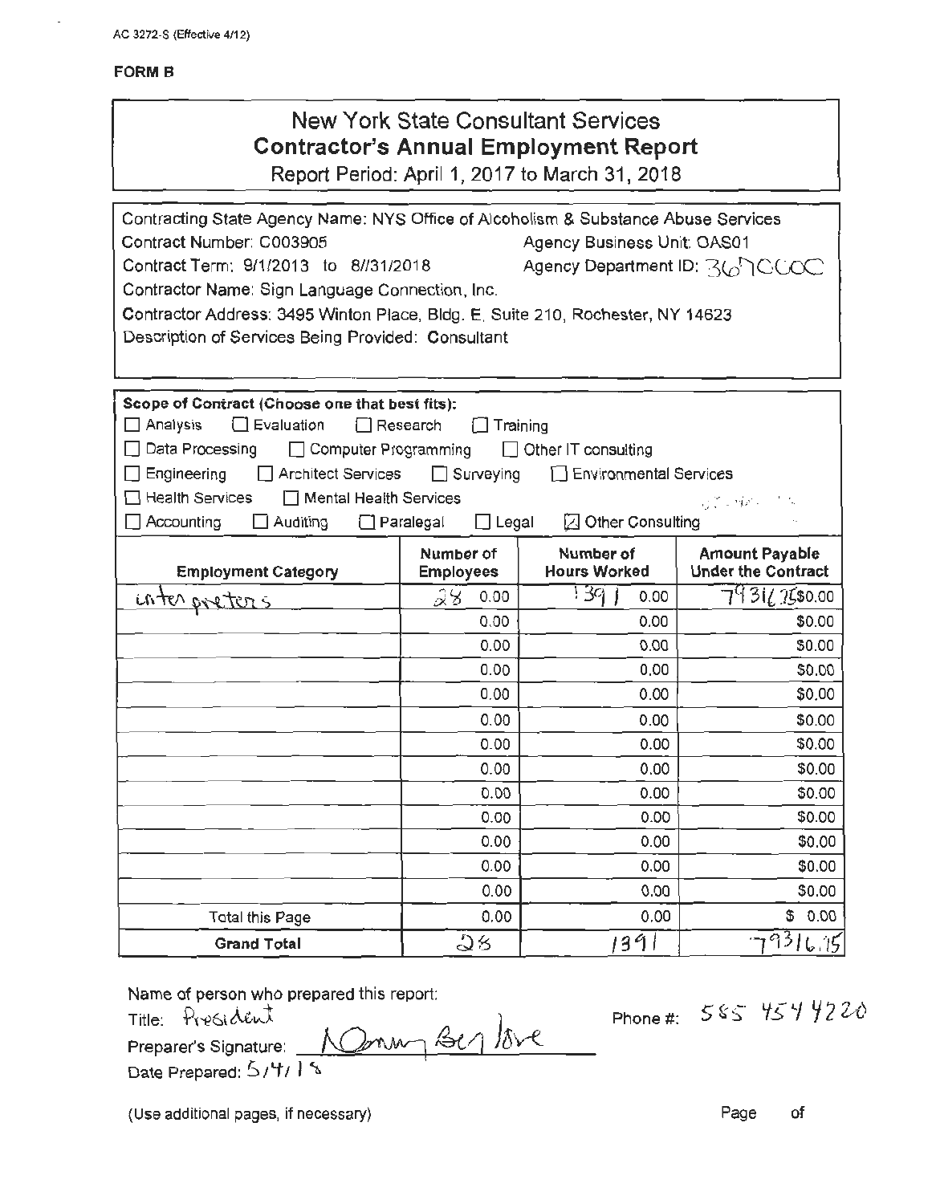AC 3272-S (Effective 4/12)

**FORM B**

# New York State Consultant Services
## Contractor's Annual Employment Report

Report Period: April 1, 2017 to March 31, 2018

Contracting State Agency Name: NYS Office of Alcoholism & Substance Abuse Services
Contract Number: C003905 Agency Business Unit: OAS01
Contract Term: 9/1/2013 to 8//31/2018 Agency Department ID: 3670000
Contractor Name: Sign Language Connection, Inc.
Contractor Address: 3495 Winton Place, Bldg. E, Suite 210, Rochester, NY 14623
Description of Services Being Provided: Consultant

**Scope of Contract (Choose one that best fits):**

☐ Analysis ☐ Evaluation ☐ Research ☐ Training
☐ Data Processing ☐ Computer Programming ☐ Other IT consulting
☐ Engineering ☐ Architect Services ☐ Surveying ☐ Environmental Services
☐ Health Services ☐ Mental Health Services
☐ Accounting ☐ Auditing ☐ Paralegal ☐ Legal ☒ Other Consulting

| Employment Category | Number of Employees | Number of Hours Worked | Amount Payable Under the Contract |
|---|---|---|---|
| interpreters | 28 0.00 | 1391 0.00 | 79316.75 $0.00 |
| | 0.00 | 0.00 | $0.00 |
| | 0.00 | 0.00 | $0.00 |
| | 0.00 | 0.00 | $0.00 |
| | 0.00 | 0.00 | $0.00 |
| | 0.00 | 0.00 | $0.00 |
| | 0.00 | 0.00 | $0.00 |
| | 0.00 | 0.00 | $0.00 |
| | 0.00 | 0.00 | $0.00 |
| | 0.00 | 0.00 | $0.00 |
| | 0.00 | 0.00 | $0.00 |
| | 0.00 | 0.00 | $0.00 |
| | 0.00 | 0.00 | $0.00 |
| Total this Page | 0.00 | 0.00 | $ 0.00 |
| **Grand Total** | 28 | 1391 | 79316.75 |

Name of person who prepared this report:
Title: President
Preparer's Signature: Nancy Berglove
Date Prepared: 5/4/18

Phone #: 585 454 4220

(Use additional pages, if necessary)

Page of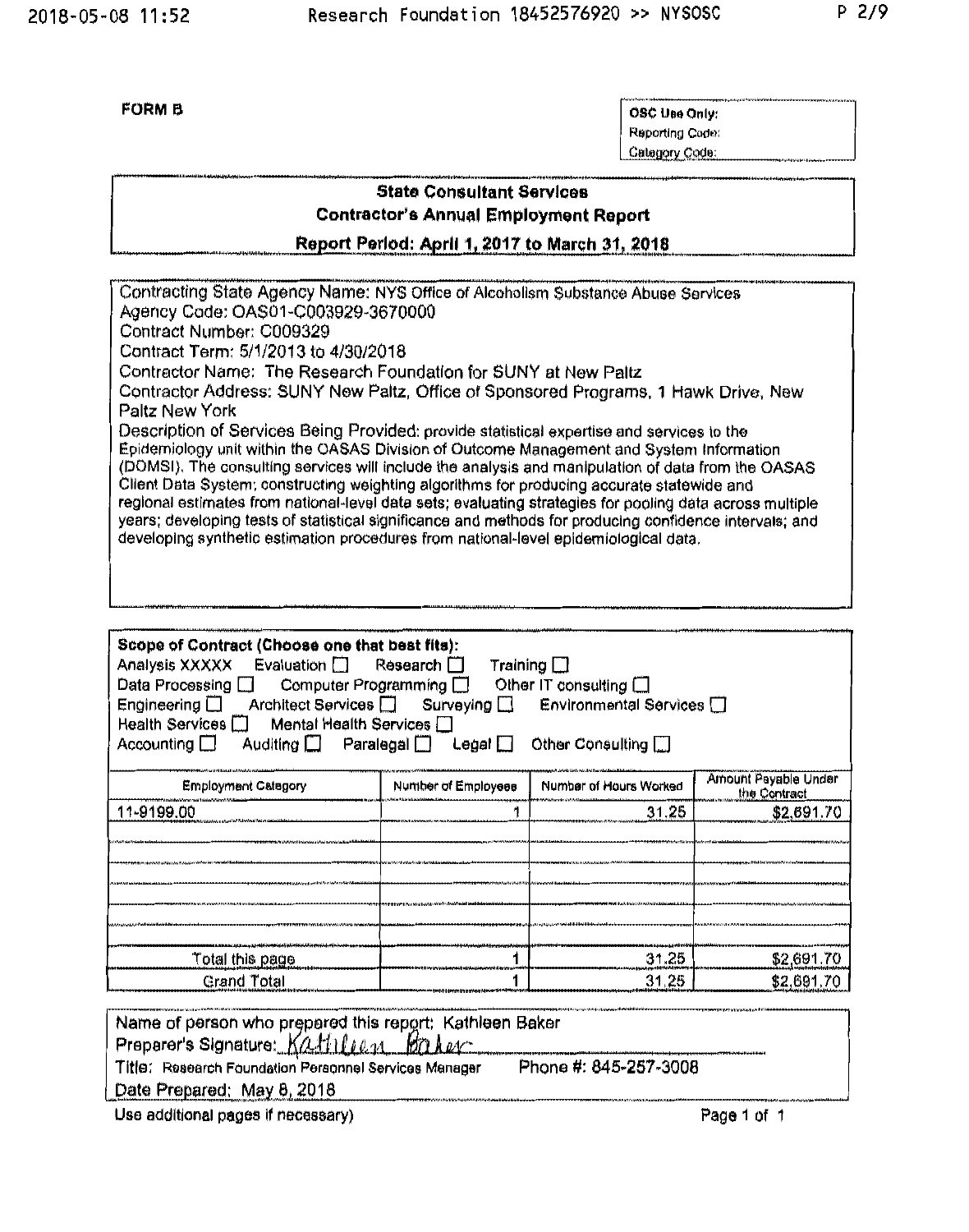**FORM B**

| OSC Use Only: |
|---|
| Reporting Code: |
| Category Code: |

## State Consultant Services
## Contractor's Annual Employment Report
### Report Period: April 1, 2017 to March 31, 2018

Contracting State Agency Name: NYS Office of Alcoholism Substance Abuse Services
Agency Code: OAS01-C003929-3670000
Contract Number: C009329
Contract Term: 5/1/2013 to 4/30/2018
Contractor Name: The Research Foundation for SUNY at New Paltz
Contractor Address: SUNY New Paltz, Office of Sponsored Programs, 1 Hawk Drive, New Paltz New York
Description of Services Being Provided: provide statistical expertise and services to the Epidemiology unit within the OASAS Division of Outcome Management and System Information (DOMSI). The consulting services will include the analysis and manipulation of data from the OASAS Client Data System; constructing weighting algorithms for producing accurate statewide and regional estimates from national-level data sets; evaluating strategies for pooling data across multiple years; developing tests of statistical significance and methods for producing confidence intervals; and developing synthetic estimation procedures from national-level epidemiological data.

**Scope of Contract (Choose one that best fits):**
Analysis XXXXX Evaluation ☐ Research ☐ Training ☐
Data Processing ☐ Computer Programming ☐ Other IT consulting ☐
Engineering ☐ Architect Services ☐ Surveying ☐ Environmental Services ☐
Health Services ☐ Mental Health Services ☐
Accounting ☐ Auditing ☐ Paralegal ☐ Legal ☐ Other Consulting ☐

| Employment Category | Number of Employees | Number of Hours Worked | Amount Payable Under the Contract |
|---|---|---|---|
| 11-9199.00 | 1 | 31.25 | $2,691.70 |
| | | | |
| | | | |
| | | | |
| | | | |
| | | | |
| Total this page | 1 | 31.25 | $2,691.70 |
| Grand Total | 1 | 31.25 | $2,691.70 |

Name of person who prepared this report: Kathleen Baker
Preparer's Signature: *Kathleen Baker*
Title: Research Foundation Personnel Services Manager Phone #: 845-257-3008
Date Prepared: May 8, 2018

Use additional pages if necessary)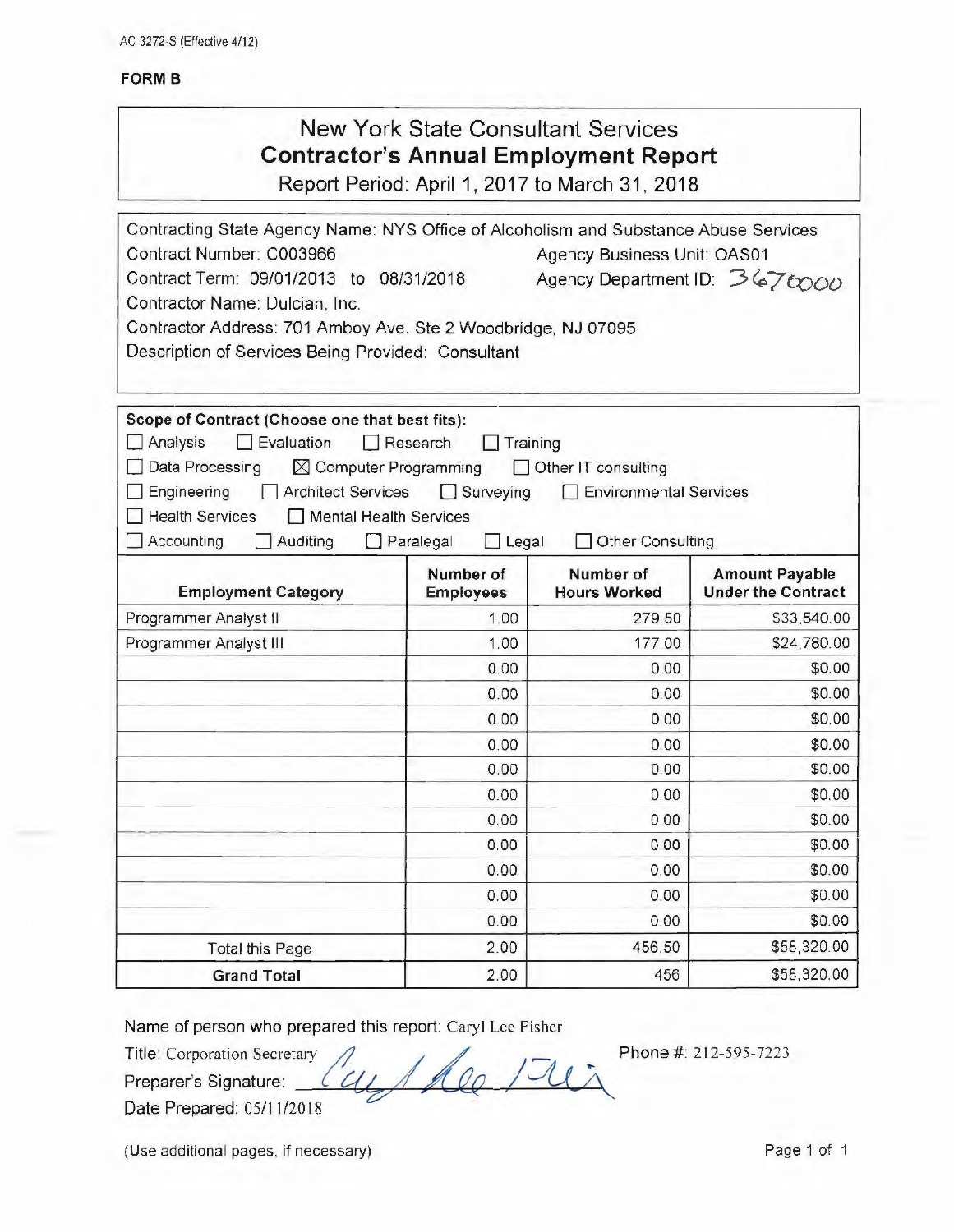AC 3272-S (Effective 4/12)

**FORM B**

# New York State Consultant Services
## Contractor's Annual Employment Report
Report Period: April 1, 2017 to March 31, 2018

Contracting State Agency Name: NYS Office of Alcoholism and Substance Abuse Services
Contract Number: C003966 Agency Business Unit: OAS01
Contract Term: 09/01/2013 to 08/31/2018 Agency Department ID: 3670000
Contractor Name: Dulcian, Inc.
Contractor Address: 701 Amboy Ave. Ste 2 Woodbridge, NJ 07095
Description of Services Being Provided: Consultant

**Scope of Contract (Choose one that best fits):**

☐ Analysis ☐ Evaluation ☐ Research ☐ Training
☐ Data Processing ☒ Computer Programming ☐ Other IT consulting
☐ Engineering ☐ Architect Services ☐ Surveying ☐ Environmental Services
☐ Health Services ☐ Mental Health Services
☐ Accounting ☐ Auditing ☐ Paralegal ☐ Legal ☐ Other Consulting

| Employment Category | Number of Employees | Number of Hours Worked | Amount Payable Under the Contract |
|---|---|---|---|
| Programmer Analyst II | 1.00 | 279.50 | $33,540.00 |
| Programmer Analyst III | 1.00 | 177.00 | $24,780.00 |
| | 0.00 | 0.00 | $0.00 |
| | 0.00 | 0.00 | $0.00 |
| | 0.00 | 0.00 | $0.00 |
| | 0.00 | 0.00 | $0.00 |
| | 0.00 | 0.00 | $0.00 |
| | 0.00 | 0.00 | $0.00 |
| | 0.00 | 0.00 | $0.00 |
| | 0.00 | 0.00 | $0.00 |
| | 0.00 | 0.00 | $0.00 |
| | 0.00 | 0.00 | $0.00 |
| | 0.00 | 0.00 | $0.00 |
| Total this Page | 2.00 | 456.50 | $58,320.00 |
| **Grand Total** | 2.00 | 456 | $58,320.00 |

Name of person who prepared this report: Caryl Lee Fisher
Title: Corporation Secretary Phone #: 212-595-7223
Preparer's Signature: Caryl Lee Fisher
Date Prepared: 05/11/2018

(Use additional pages, if necessary)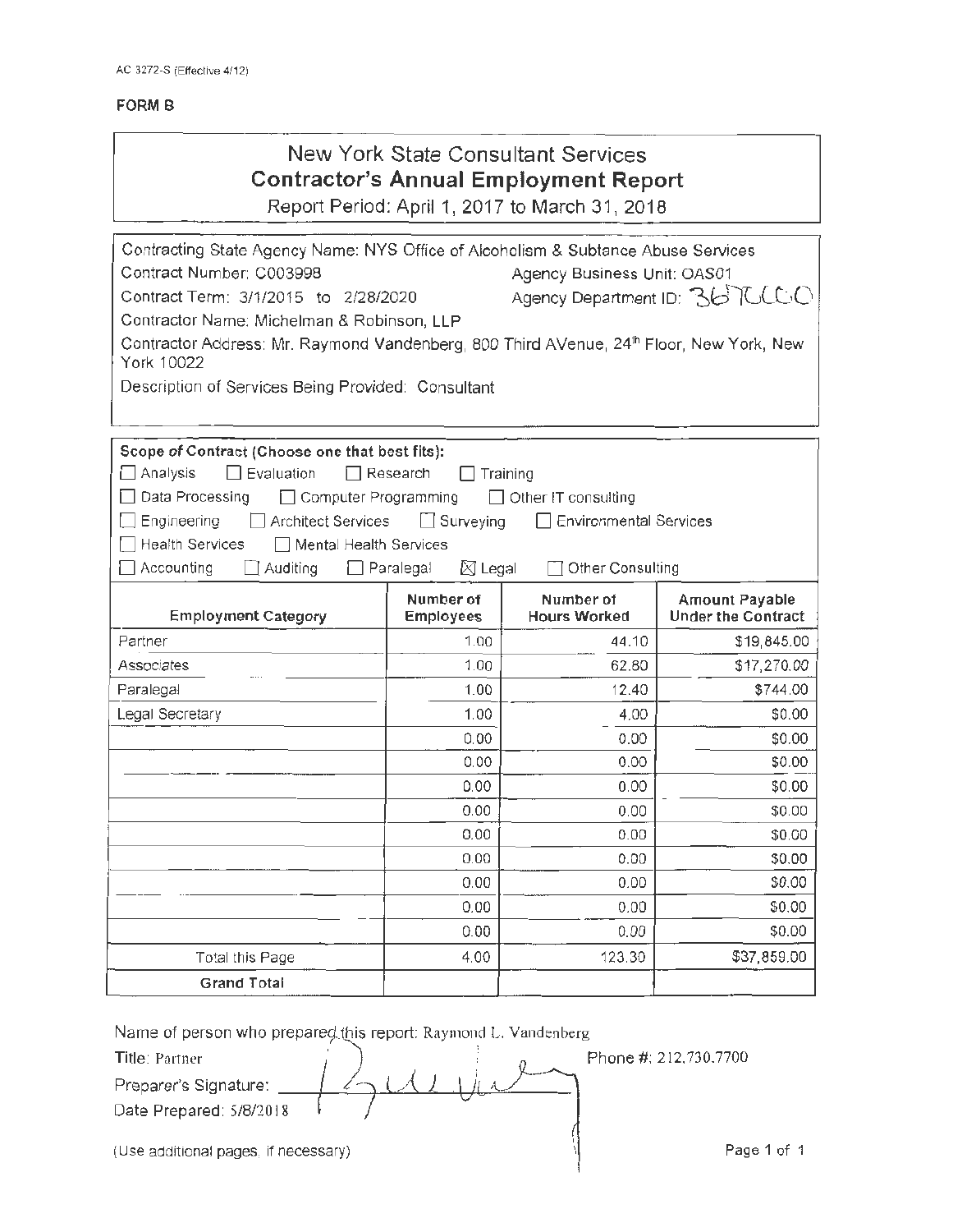AC 3272-S (Effective 4/12)

**FORM B**

# New York State Consultant Services
## Contractor's Annual Employment Report

Report Period: April 1, 2017 to March 31, 2018

Contracting State Agency Name: NYS Office of Alcoholism & Subtance Abuse Services

Contract Number: C003998 — Agency Business Unit: OAS01

Contract Term: 3/1/2015 to 2/28/2020 — Agency Department ID: 3670000

Contractor Name: Michelman & Robinson, LLP

Contractor Address: Mr. Raymond Vandenberg, 800 Third AVenue, 24th Floor, New York, New York 10022

Description of Services Being Provided: Consultant

**Scope of Contract (Choose one that best fits):**

☐ Analysis ☐ Evaluation ☐ Research ☐ Training
☐ Data Processing ☐ Computer Programming ☐ Other IT consulting
☐ Engineering ☐ Architect Services ☐ Surveying ☐ Environmental Services
☐ Health Services ☐ Mental Health Services
☐ Accounting ☐ Auditing ☐ Paralegal ☒ Legal ☐ Other Consulting

| Employment Category | Number of Employees | Number of Hours Worked | Amount Payable Under the Contract |
|---|---|---|---|
| Partner | 1.00 | 44.10 | $19,845.00 |
| Associates | 1.00 | 62.80 | $17,270.00 |
| Paralegal | 1.00 | 12.40 | $744.00 |
| Legal Secretary | 1.00 | 4.00 | $0.00 |
| | 0.00 | 0.00 | $0.00 |
| | 0.00 | 0.00 | $0.00 |
| | 0.00 | 0.00 | $0.00 |
| | 0.00 | 0.00 | $0.00 |
| | 0.00 | 0.00 | $0.00 |
| | 0.00 | 0.00 | $0.00 |
| | 0.00 | 0.00 | $0.00 |
| | 0.00 | 0.00 | $0.00 |
| | 0.00 | 0.00 | $0.00 |
| Total this Page | 4.00 | 123.30 | $37,859.00 |
| **Grand Total** | | | |

Name of person who prepared this report: Raymond L. Vandenberg

Title: Partner — Phone #: 212.730.7700

Preparer's Signature: [signature]

Date Prepared: 5/8/2018

(Use additional pages, if necessary)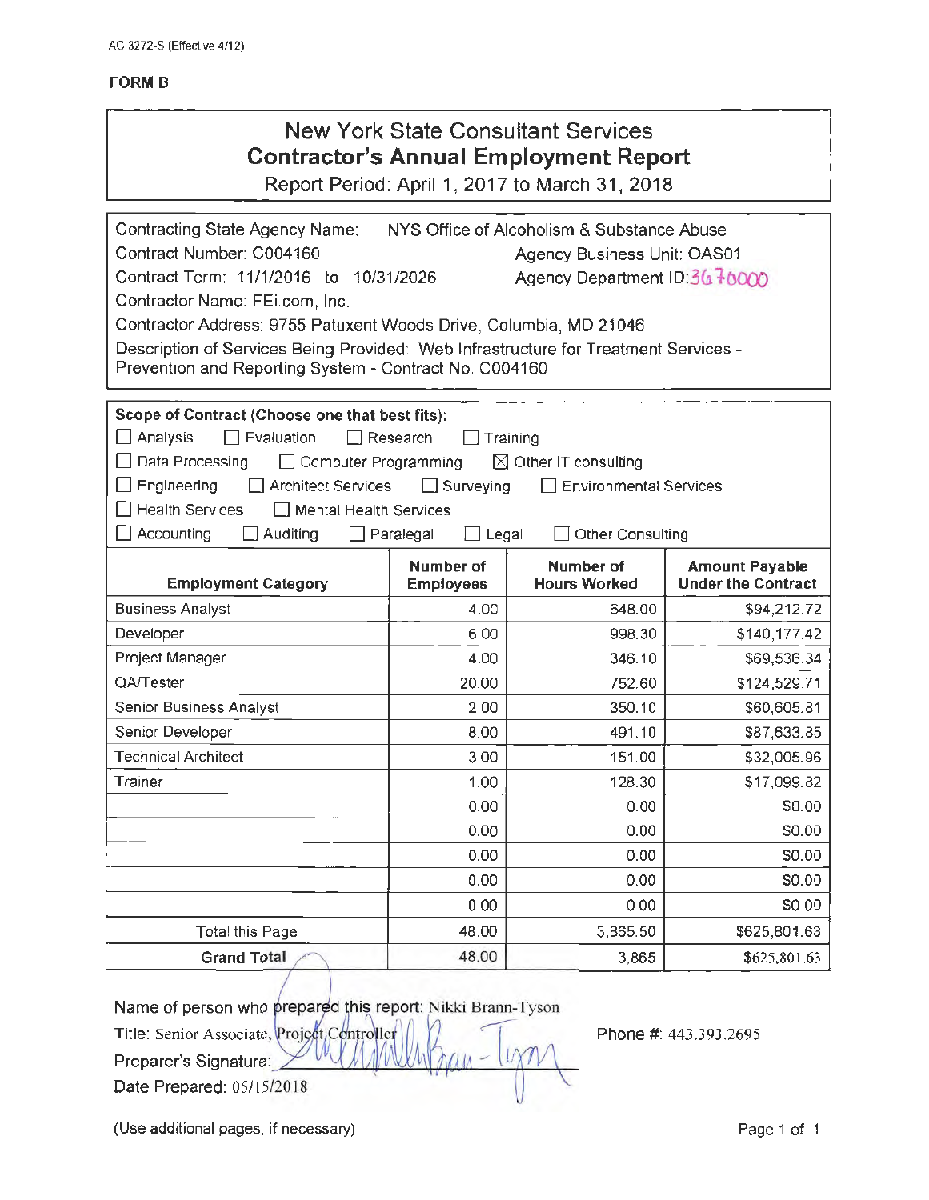AC 3272-S (Effective 4/12)

**FORM B**

# New York State Consultant Services
## Contractor's Annual Employment Report
Report Period: April 1, 2017 to March 31, 2018

Contracting State Agency Name: NYS Office of Alcoholism & Substance Abuse
Contract Number: C004160 Agency Business Unit: OAS01
Contract Term: 11/1/2016 to 10/31/2026 Agency Department ID: 3670000
Contractor Name: FEi.com, Inc.
Contractor Address: 9755 Patuxent Woods Drive, Columbia, MD 21046
Description of Services Being Provided: Web Infrastructure for Treatment Services - Prevention and Reporting System - Contract No. C004160

**Scope of Contract (Choose one that best fits):**

☐ Analysis ☐ Evaluation ☐ Research ☐ Training
☐ Data Processing ☐ Computer Programming ☒ Other IT consulting
☐ Engineering ☐ Architect Services ☐ Surveying ☐ Environmental Services
☐ Health Services ☐ Mental Health Services
☐ Accounting ☐ Auditing ☐ Paralegal ☐ Legal ☐ Other Consulting

| Employment Category | Number of Employees | Number of Hours Worked | Amount Payable Under the Contract |
|---|---|---|---|
| Business Analyst | 4.00 | 648.00 | $94,212.72 |
| Developer | 6.00 | 998.30 | $140,177.42 |
| Project Manager | 4.00 | 346.10 | $69,536.34 |
| QA/Tester | 20.00 | 752.60 | $124,529.71 |
| Senior Business Analyst | 2.00 | 350.10 | $60,605.81 |
| Senior Developer | 8.00 | 491.10 | $87,633.85 |
| Technical Architect | 3.00 | 151.00 | $32,005.96 |
| Trainer | 1.00 | 128.30 | $17,099.82 |
| | 0.00 | 0.00 | $0.00 |
| | 0.00 | 0.00 | $0.00 |
| | 0.00 | 0.00 | $0.00 |
| | 0.00 | 0.00 | $0.00 |
| | 0.00 | 0.00 | $0.00 |
| Total this Page | 48.00 | 3,865.50 | $625,801.63 |
| **Grand Total** | 48.00 | 3,865 | $625,801.63 |

Name of person who prepared this report: Nikki Brann-Tyson
Title: Senior Associate, Project Controller Phone #: 443.393.2695
Preparer's Signature: Nikki Brann-Tyson
Date Prepared: 05/15/2018

(Use additional pages, if necessary)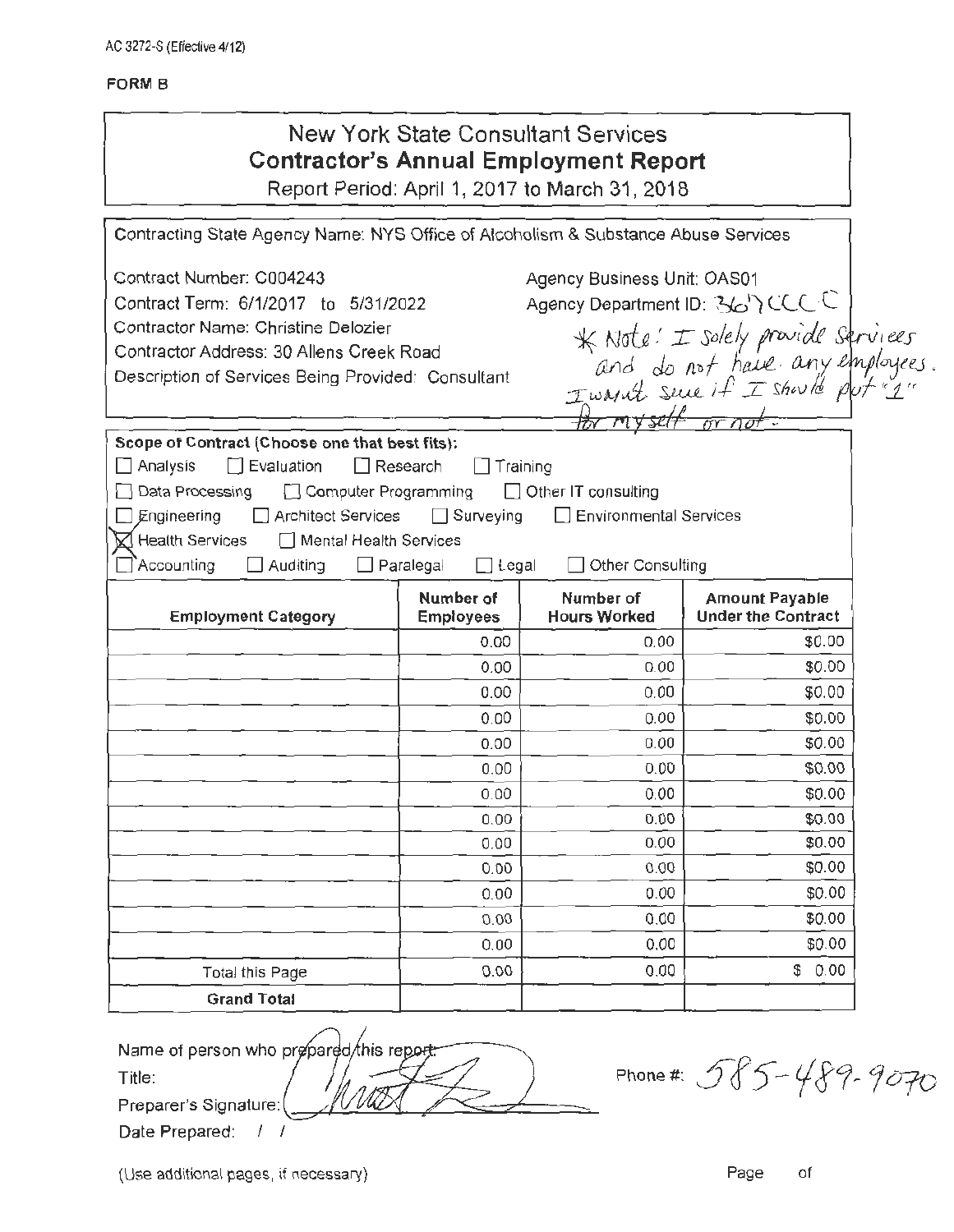AC 3272-S (Effective 4/12)

**FORM B**

# New York State Consultant Services
## Contractor's Annual Employment Report
Report Period: April 1, 2017 to March 31, 2018

Contracting State Agency Name: NYS Office of Alcoholism & Substance Abuse Services

Contract Number: C004243
Contract Term: 6/1/2017 to 5/31/2022
Contractor Name: Christine Delozier
Contractor Address: 30 Allens Creek Road
Description of Services Being Provided: Consultant

Agency Business Unit: OAS01
Agency Department ID: 367CCCC

* Note: I solely provide services and do not have any employees. I wasn't sure if I should put "1" for myself or not.

**Scope of Contract (Choose one that best fits):**

☐ Analysis ☐ Evaluation ☐ Research ☐ Training
☐ Data Processing ☐ Computer Programming ☐ Other IT consulting
☐ Engineering ☐ Architect Services ☐ Surveying ☐ Environmental Services
☒ Health Services ☐ Mental Health Services
☐ Accounting ☐ Auditing ☐ Paralegal ☐ Legal ☐ Other Consulting

| Employment Category | Number of Employees | Number of Hours Worked | Amount Payable Under the Contract |
|---|---|---|---|
| | 0.00 | 0.00 | $0.00 |
| | 0.00 | 0.00 | $0.00 |
| | 0.00 | 0.00 | $0.00 |
| | 0.00 | 0.00 | $0.00 |
| | 0.00 | 0.00 | $0.00 |
| | 0.00 | 0.00 | $0.00 |
| | 0.00 | 0.00 | $0.00 |
| | 0.00 | 0.00 | $0.00 |
| | 0.00 | 0.00 | $0.00 |
| | 0.00 | 0.00 | $0.00 |
| | 0.00 | 0.00 | $0.00 |
| | 0.00 | 0.00 | $0.00 |
| | 0.00 | 0.00 | $0.00 |
| Total this Page | 0.00 | 0.00 | $ 0.00 |
| **Grand Total** | | | |

Name of person who prepared this report:
Title:
Preparer's Signature: [signature]
Date Prepared: / /

Phone #: 585-489-9070

(Use additional pages, if necessary)

Page of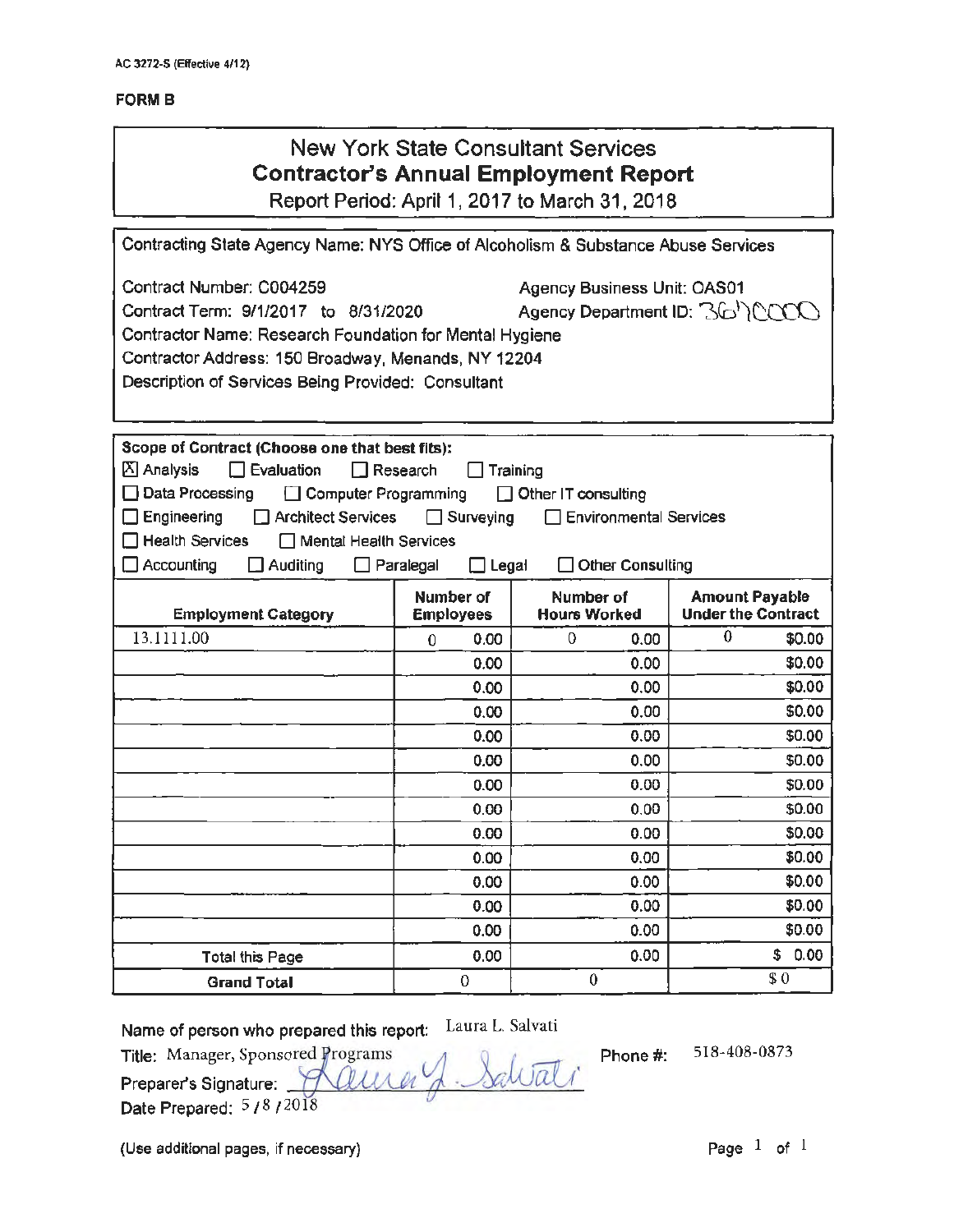AC 3272-S (Effective 4/12)

**FORM B**

# New York State Consultant Services
## Contractor's Annual Employment Report
Report Period: April 1, 2017 to March 31, 2018

Contracting State Agency Name: NYS Office of Alcoholism & Substance Abuse Services

Contract Number: C004259 — Agency Business Unit: OAS01

Contract Term: 9/1/2017 to 8/31/2020 — Agency Department ID: 3670000

Contractor Name: Research Foundation for Mental Hygiene

Contractor Address: 150 Broadway, Menands, NY 12204

Description of Services Being Provided: Consultant

**Scope of Contract (Choose one that best fits):**

- [X] Analysis
- [ ] Evaluation
- [ ] Research
- [ ] Training
- [ ] Data Processing
- [ ] Computer Programming
- [ ] Other IT consulting
- [ ] Engineering
- [ ] Architect Services
- [ ] Surveying
- [ ] Environmental Services
- [ ] Health Services
- [ ] Mental Health Services
- [ ] Accounting
- [ ] Auditing
- [ ] Paralegal
- [ ] Legal
- [ ] Other Consulting

| Employment Category | Number of Employees | Number of Hours Worked | Amount Payable Under the Contract |
|---|---|---|---|
| 13.1111.00 | 0 0.00 | 0 0.00 | 0 $0.00 |
| | 0.00 | 0.00 | $0.00 |
| | 0.00 | 0.00 | $0.00 |
| | 0.00 | 0.00 | $0.00 |
| | 0.00 | 0.00 | $0.00 |
| | 0.00 | 0.00 | $0.00 |
| | 0.00 | 0.00 | $0.00 |
| | 0.00 | 0.00 | $0.00 |
| | 0.00 | 0.00 | $0.00 |
| | 0.00 | 0.00 | $0.00 |
| | 0.00 | 0.00 | $0.00 |
| | 0.00 | 0.00 | $0.00 |
| | 0.00 | 0.00 | $0.00 |
| Total this Page | 0.00 | 0.00 | $ 0.00 |
| **Grand Total** | 0 | 0 | $0 |

Name of person who prepared this report: Laura L. Salvati

Title: Manager, Sponsored Programs — Phone #: 518-408-0873

Preparer's Signature: Laura L. Salvati

Date Prepared: 5/8/2018

(Use additional pages, if necessary)

Page 1 of 1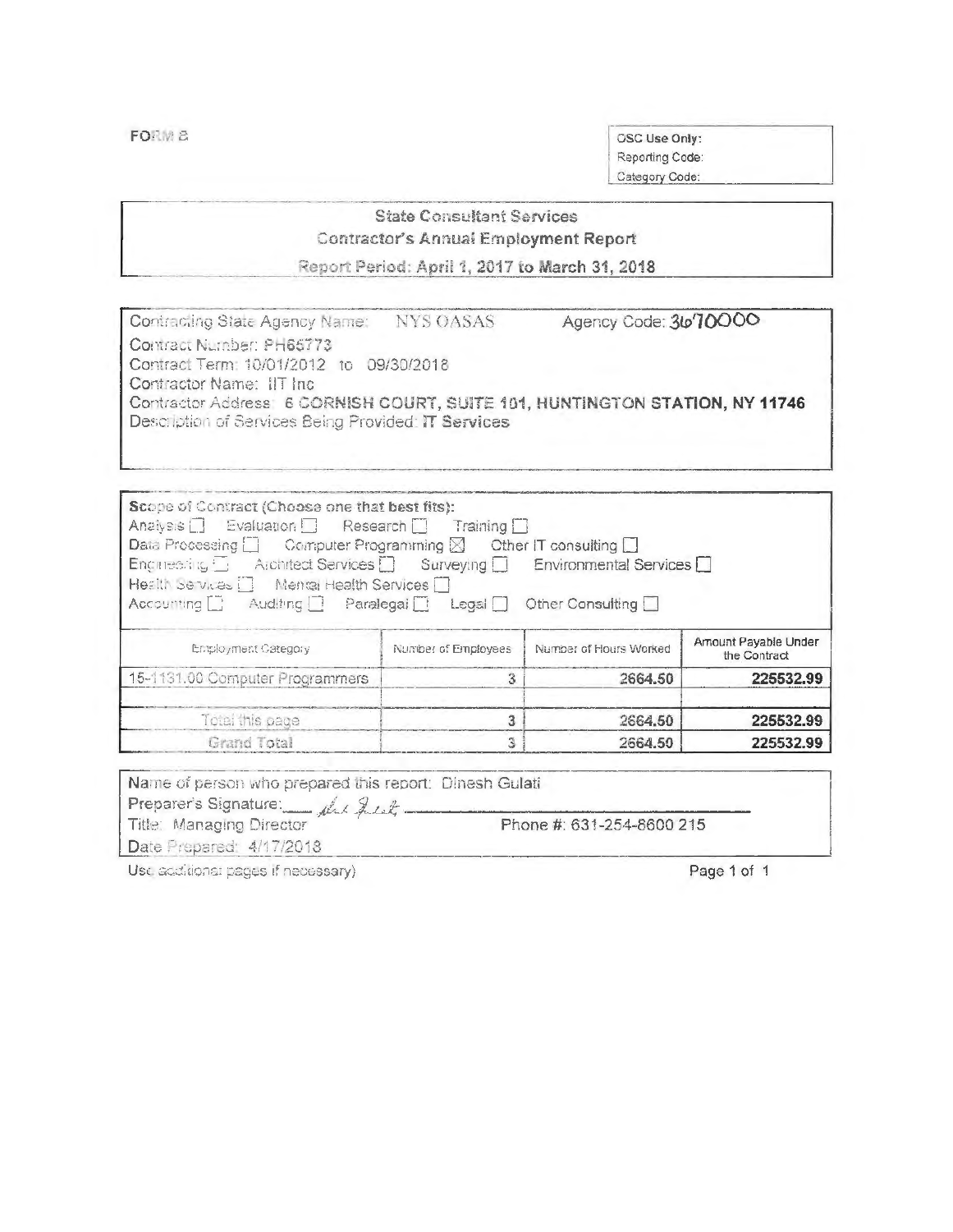FORM B

| OSC Use Only: |
|---|
| Reporting Code: |
| Category Code: |

## State Consultant Services
### Contractor's Annual Employment Report
Report Period: April 1, 2017 to March 31, 2018

Contracting State Agency Name: NYS OASAS Agency Code: 3670000
Contract Number: PH65773
Contract Term: 10/01/2012 to 09/30/2018
Contractor Name: IIT Inc
Contractor Address: 6 CORNISH COURT, SUITE 101, HUNTINGTON STATION, NY 11746
Description of Services Being Provided: IT Services

**Scope of Contract (Choose one that best fits):**
Analysis ☐ Evaluation ☐ Research ☐ Training ☐
Data Processing ☐ Computer Programming ☒ Other IT consulting ☐
Engineering ☐ Architect Services ☐ Surveying ☐ Environmental Services ☐
Health Services ☐ Mental Health Services ☐
Accounting ☐ Auditing ☐ Paralegal ☐ Legal ☐ Other Consulting ☐

| Employment Category | Number of Employees | Number of Hours Worked | Amount Payable Under the Contract |
|---|---|---|---|
| 15-1131.00 Computer Programmers | 3 | 2664.50 | **225532.99** |
| | | | |
| Total this page | 3 | 2664.50 | **225532.99** |
| Grand Total | 3 | 2664.50 | **225532.99** |

Name of person who prepared this report: Dinesh Gulati
Preparer's Signature: *[signature]*
Title: Managing Director Phone #: 631-254-8600 215
Date Prepared: 4/17/2018

Use additional pages if necessary)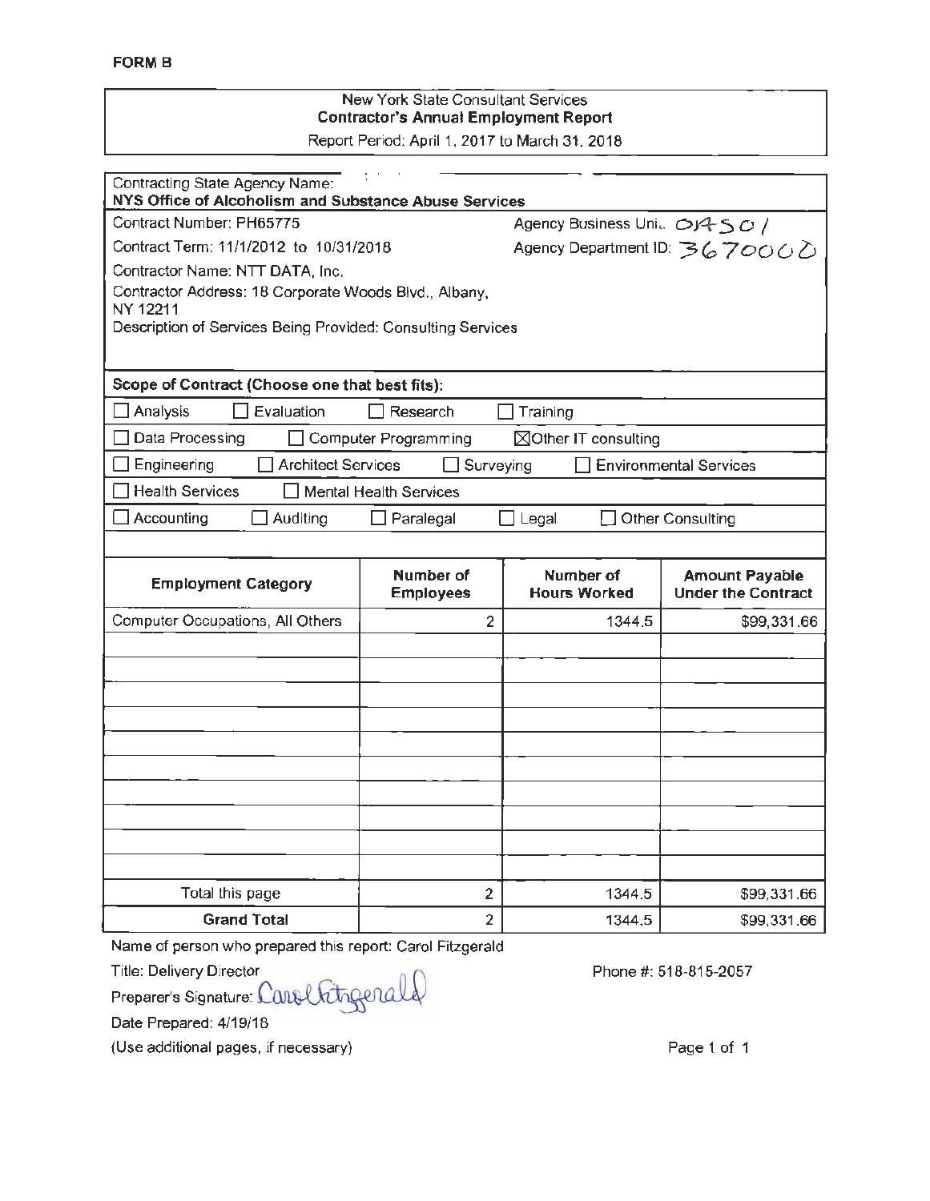**FORM B**

New York State Consultant Services
**Contractor's Annual Employment Report**
Report Period: April 1, 2017 to March 31, 2018

Contracting State Agency Name:
**NYS Office of Alcoholism and Substance Abuse Services**

Contract Number: PH65775 Agency Business Unit: OAS01

Contract Term: 11/1/2012 to 10/31/2018 Agency Department ID: 3670000

Contractor Name: NTT DATA, Inc.

Contractor Address: 18 Corporate Woods Blvd., Albany, NY 12211

Description of Services Being Provided: Consulting Services

**Scope of Contract (Choose one that best fits):**

- ☐ Analysis ☐ Evaluation ☐ Research ☐ Training
- ☐ Data Processing ☐ Computer Programming ☒ Other IT consulting
- ☐ Engineering ☐ Architect Services ☐ Surveying ☐ Environmental Services
- ☐ Health Services ☐ Mental Health Services
- ☐ Accounting ☐ Auditing ☐ Paralegal ☐ Legal ☐ Other Consulting

| Employment Category | Number of Employees | Number of Hours Worked | Amount Payable Under the Contract |
|---|---|---|---|
| Computer Occupations, All Others | 2 | 1344.5 | $99,331.66 |
| | | | |
| Total this page | 2 | 1344.5 | $99,331.66 |
| **Grand Total** | 2 | 1344.5 | $99,331.66 |

Name of person who prepared this report: Carol Fitzgerald

Title: Delivery Director Phone #: 518-815-2057

Preparer's Signature: Carol Fitzgerald

Date Prepared: 4/19/18

(Use additional pages, if necessary)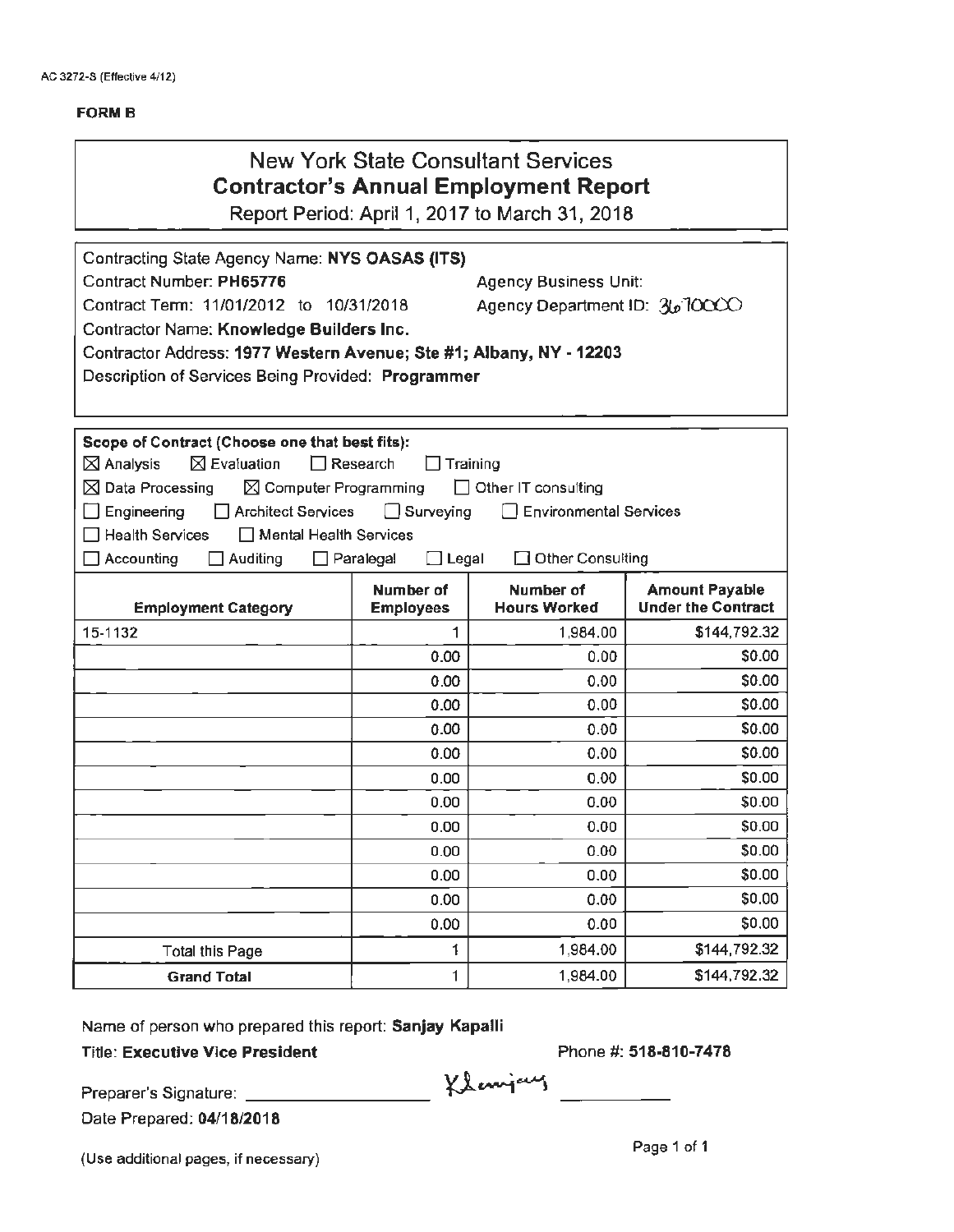AC 3272-S (Effective 4/12)

**FORM B**

# New York State Consultant Services
## Contractor's Annual Employment Report

Report Period: April 1, 2017 to March 31, 2018

Contracting State Agency Name: **NYS OASAS (ITS)**
Contract Number: **PH65776**
Agency Business Unit:
Contract Term: 11/01/2012 to 10/31/2018
Agency Department ID: 3670000
Contractor Name: **Knowledge Builders Inc.**
Contractor Address: **1977 Western Avenue; Ste #1; Albany, NY - 12203**
Description of Services Being Provided: **Programmer**

**Scope of Contract (Choose one that best fits):**

☒ Analysis ☒ Evaluation ☐ Research ☐ Training
☒ Data Processing ☒ Computer Programming ☐ Other IT consulting
☐ Engineering ☐ Architect Services ☐ Surveying ☐ Environmental Services
☐ Health Services ☐ Mental Health Services
☐ Accounting ☐ Auditing ☐ Paralegal ☐ Legal ☐ Other Consulting

| Employment Category | Number of Employees | Number of Hours Worked | Amount Payable Under the Contract |
|---|---|---|---|
| 15-1132 | 1 | 1,984.00 | $144,792.32 |
| | 0.00 | 0.00 | $0.00 |
| | 0.00 | 0.00 | $0.00 |
| | 0.00 | 0.00 | $0.00 |
| | 0.00 | 0.00 | $0.00 |
| | 0.00 | 0.00 | $0.00 |
| | 0.00 | 0.00 | $0.00 |
| | 0.00 | 0.00 | $0.00 |
| | 0.00 | 0.00 | $0.00 |
| | 0.00 | 0.00 | $0.00 |
| | 0.00 | 0.00 | $0.00 |
| | 0.00 | 0.00 | $0.00 |
| | 0.00 | 0.00 | $0.00 |
| Total this Page | 1 | 1,984.00 | $144,792.32 |
| **Grand Total** | 1 | 1,984.00 | $144,792.32 |

Name of person who prepared this report: **Sanjay Kapalli**
Title: **Executive Vice President**
Phone #: **518-810-7478**

Preparer's Signature: Ksanjay

Date Prepared: **04/18/2018**

(Use additional pages, if necessary)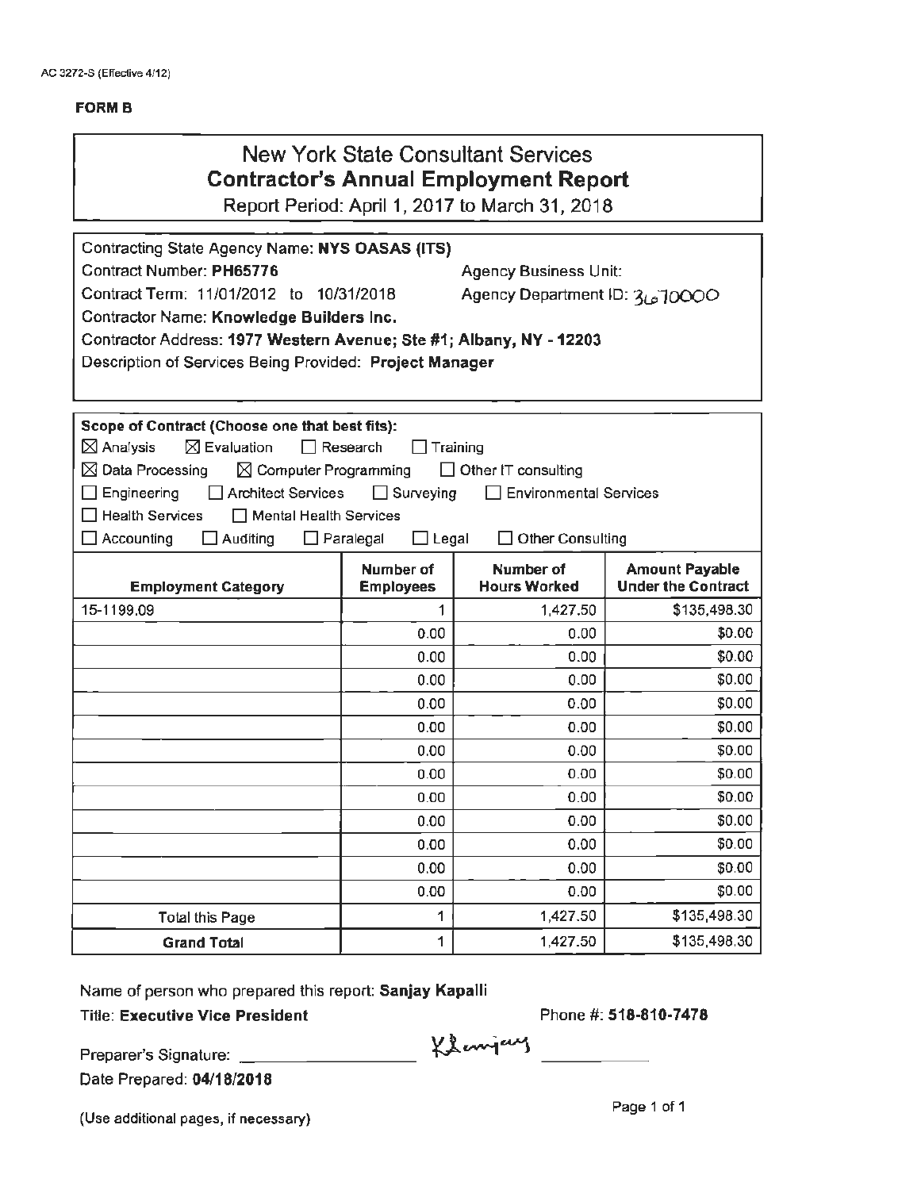AC 3272-S (Effective 4/12)

**FORM B**

# New York State Consultant Services
## Contractor's Annual Employment Report

Report Period: April 1, 2017 to March 31, 2018

Contracting State Agency Name: **NYS OASAS (ITS)**

Contract Number: **PH65776** Agency Business Unit:

Contract Term: 11/01/2012 to 10/31/2018 Agency Department ID: 3670000

Contractor Name: **Knowledge Builders Inc.**

Contractor Address: **1977 Western Avenue; Ste #1; Albany, NY - 12203**

Description of Services Being Provided: **Project Manager**

**Scope of Contract (Choose one that best fits):**

☒ Analysis ☒ Evaluation ☐ Research ☐ Training
☒ Data Processing ☒ Computer Programming ☐ Other IT consulting
☐ Engineering ☐ Architect Services ☐ Surveying ☐ Environmental Services
☐ Health Services ☐ Mental Health Services
☐ Accounting ☐ Auditing ☐ Paralegal ☐ Legal ☐ Other Consulting

| Employment Category | Number of Employees | Number of Hours Worked | Amount Payable Under the Contract |
|---|---|---|---|
| 15-1199.09 | 1 | 1,427.50 | $135,498.30 |
| | 0.00 | 0.00 | $0.00 |
| | 0.00 | 0.00 | $0.00 |
| | 0.00 | 0.00 | $0.00 |
| | 0.00 | 0.00 | $0.00 |
| | 0.00 | 0.00 | $0.00 |
| | 0.00 | 0.00 | $0.00 |
| | 0.00 | 0.00 | $0.00 |
| | 0.00 | 0.00 | $0.00 |
| | 0.00 | 0.00 | $0.00 |
| | 0.00 | 0.00 | $0.00 |
| | 0.00 | 0.00 | $0.00 |
| | 0.00 | 0.00 | $0.00 |
| Total this Page | 1 | 1,427.50 | $135,498.30 |
| **Grand Total** | 1 | 1,427.50 | $135,498.30 |

Name of person who prepared this report: **Sanjay Kapalli**

Title: **Executive Vice President** Phone #: **518-810-7478**

Preparer's Signature: KSanjay

Date Prepared: **04/18/2018**

(Use additional pages, if necessary)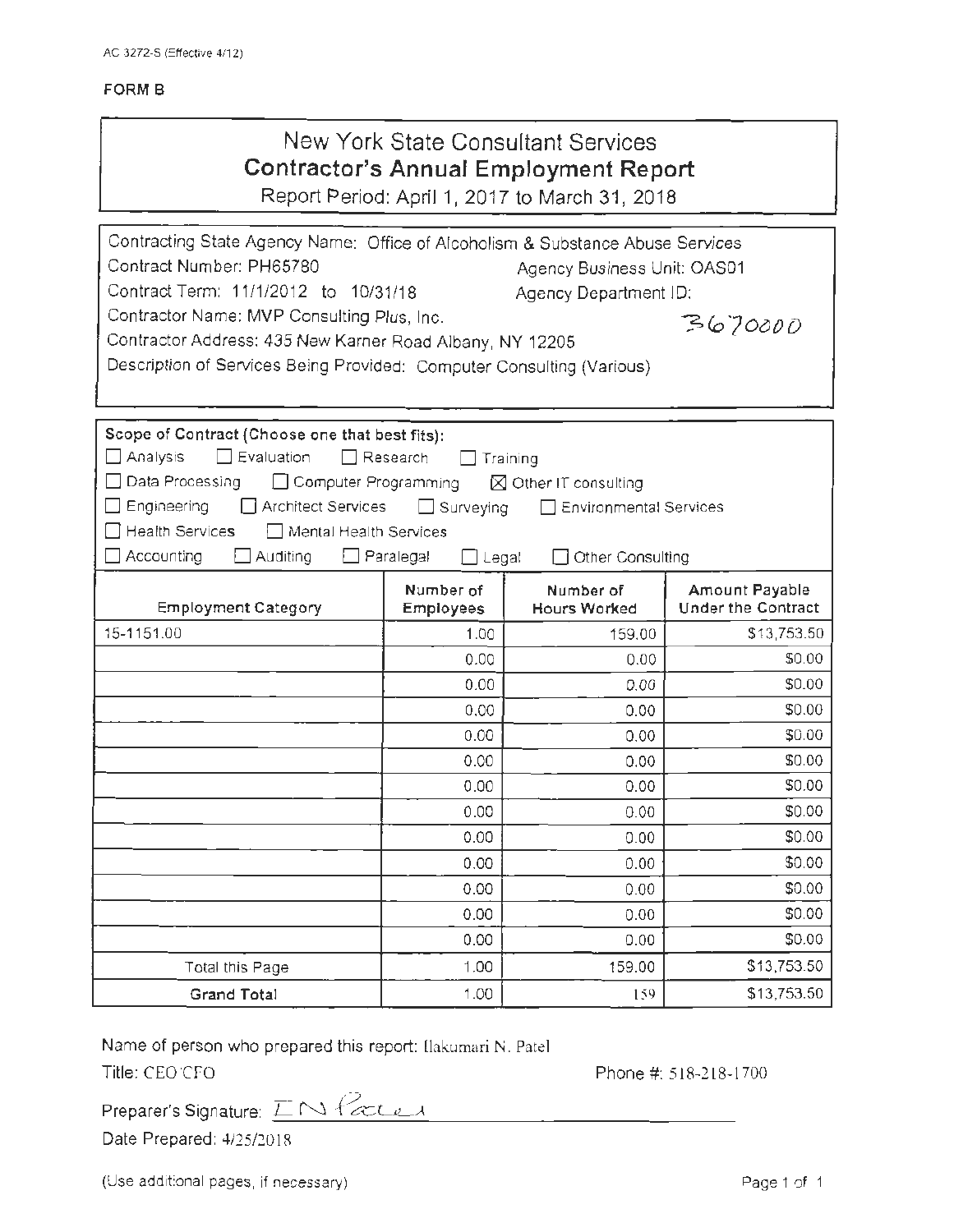AC 3272-S (Effective 4/12)

**FORM B**

# New York State Consultant Services
## Contractor's Annual Employment Report
Report Period: April 1, 2017 to March 31, 2018

Contracting State Agency Name: Office of Alcoholism & Substance Abuse Services
Contract Number: PH65780 Agency Business Unit: OAS01
Contract Term: 11/1/2012 to 10/31/18 Agency Department ID: 3670000
Contractor Name: MVP Consulting Plus, Inc.
Contractor Address: 435 New Karner Road Albany, NY 12205
Description of Services Being Provided: Computer Consulting (Various)

**Scope of Contract (Choose one that best fits):**
☐ Analysis ☐ Evaluation ☐ Research ☐ Training
☐ Data Processing ☐ Computer Programming ☒ Other IT consulting
☐ Engineering ☐ Architect Services ☐ Surveying ☐ Environmental Services
☐ Health Services ☐ Mental Health Services
☐ Accounting ☐ Auditing ☐ Paralegal ☐ Legal ☐ Other Consulting

| Employment Category | Number of Employees | Number of Hours Worked | Amount Payable Under the Contract |
|---|---|---|---|
| 15-1151.00 | 1.00 | 159.00 | $13,753.50 |
| | 0.00 | 0.00 | $0.00 |
| | 0.00 | 0.00 | $0.00 |
| | 0.00 | 0.00 | $0.00 |
| | 0.00 | 0.00 | $0.00 |
| | 0.00 | 0.00 | $0.00 |
| | 0.00 | 0.00 | $0.00 |
| | 0.00 | 0.00 | $0.00 |
| | 0.00 | 0.00 | $0.00 |
| | 0.00 | 0.00 | $0.00 |
| | 0.00 | 0.00 | $0.00 |
| | 0.00 | 0.00 | $0.00 |
| | 0.00 | 0.00 | $0.00 |
| Total this Page | 1.00 | 159.00 | $13,753.50 |
| **Grand Total** | 1.00 | 159 | $13,753.50 |

Name of person who prepared this report: Ilakumari N. Patel
Title: CEO/CFO Phone #: 518-218-1700
Preparer's Signature: I N Patel
Date Prepared: 4/25/2018

(Use additional pages, if necessary)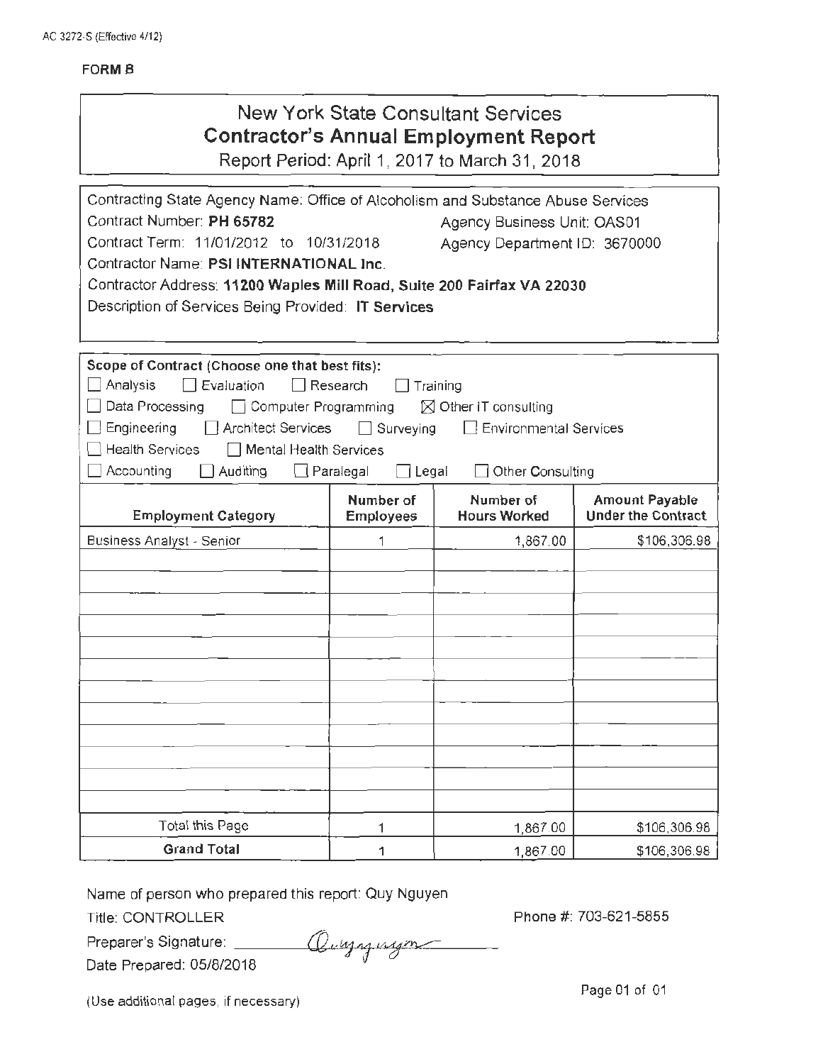AC 3272-S (Effective 4/12)

**FORM B**

# New York State Consultant Services
## Contractor's Annual Employment Report
Report Period: April 1, 2017 to March 31, 2018

Contracting State Agency Name: Office of Alcoholism and Substance Abuse Services
Contract Number: **PH 65782** Agency Business Unit: OAS01
Contract Term: 11/01/2012 to 10/31/2018 Agency Department ID: 3670000
Contractor Name: **PSI INTERNATIONAL Inc.**
Contractor Address: **11200 Waples Mill Road, Suite 200 Fairfax VA 22030**
Description of Services Being Provided: **IT Services**

**Scope of Contract (Choose one that best fits):**
☐ Analysis ☐ Evaluation ☐ Research ☐ Training
☐ Data Processing ☐ Computer Programming ☒ Other IT consulting
☐ Engineering ☐ Architect Services ☐ Surveying ☐ Environmental Services
☐ Health Services ☐ Mental Health Services
☐ Accounting ☐ Auditing ☐ Paralegal ☐ Legal ☐ Other Consulting

| Employment Category | Number of Employees | Number of Hours Worked | Amount Payable Under the Contract |
|---|---|---|---|
| Business Analyst - Senior | 1 | 1,867.00 | $106,306.98 |
| | | | |
| | | | |
| | | | |
| | | | |
| | | | |
| | | | |
| | | | |
| | | | |
| | | | |
| | | | |
| | | | |
| | | | |
| Total this Page | 1 | 1,867.00 | $106,306.98 |
| **Grand Total** | 1 | 1,867.00 | $106,306.98 |

Name of person who prepared this report: Quy Nguyen
Title: CONTROLLER Phone #: 703-621-5855
Preparer's Signature: Quy nguyen
Date Prepared: 05/8/2018

(Use additional pages, if necessary)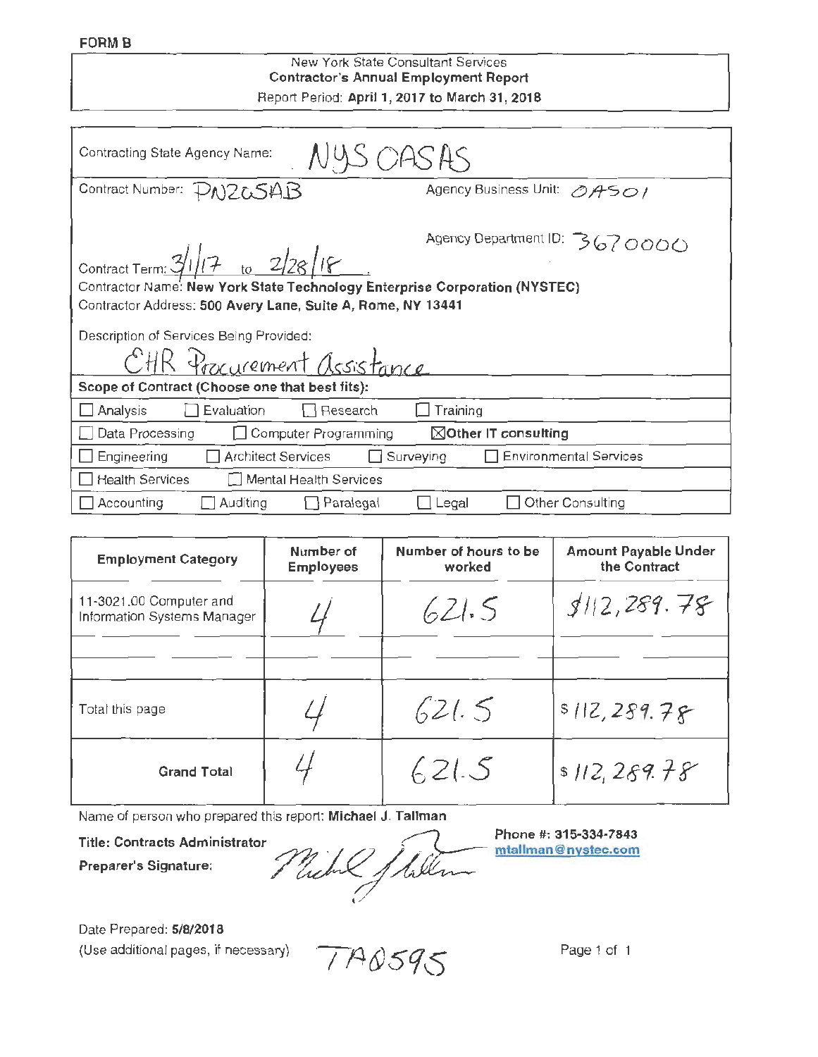**FORM B**

New York State Consultant Services
**Contractor's Annual Employment Report**
Report Period: **April 1, 2017 to March 31, 2018**

Contracting State Agency Name: NYS OASAS

Contract Number: PN2G5AB    Agency Business Unit: OAS01

Agency Department ID: 3670000

Contract Term: 3/1/17 to 2/28/18

Contractor Name: **New York State Technology Enterprise Corporation (NYSTEC)**

Contractor Address: **500 Avery Lane, Suite A, Rome, NY 13441**

Description of Services Being Provided:
EHR Procurement Assistance

**Scope of Contract (Choose one that best fits):**

- ☐ Analysis ☐ Evaluation ☐ Research ☐ Training
- ☐ Data Processing ☐ Computer Programming ☒ **Other IT consulting**
- ☐ Engineering ☐ Architect Services ☐ Surveying ☐ Environmental Services
- ☐ Health Services ☐ Mental Health Services
- ☐ Accounting ☐ Auditing ☐ Paralegal ☐ Legal ☐ Other Consulting

| Employment Category | Number of Employees | Number of hours to be worked | Amount Payable Under the Contract |
|---|---|---|---|
| 11-3021.00 Computer and Information Systems Manager | 4 | 621.5 | $112,289.78 |
| | | | |
| | | | |
| Total this page | 4 | 621.5 | $112,289.78 |
| **Grand Total** | 4 | 621.5 | $112,289.78 |

Name of person who prepared this report: **Michael J. Tallman**

**Title: Contracts Administrator**

**Preparer's Signature:** *(signature)*

Phone #: **315-334-7843**
**mtallman@nystec.com**

Date Prepared: **5/8/2018**

(Use additional pages, if necessary)

TA0595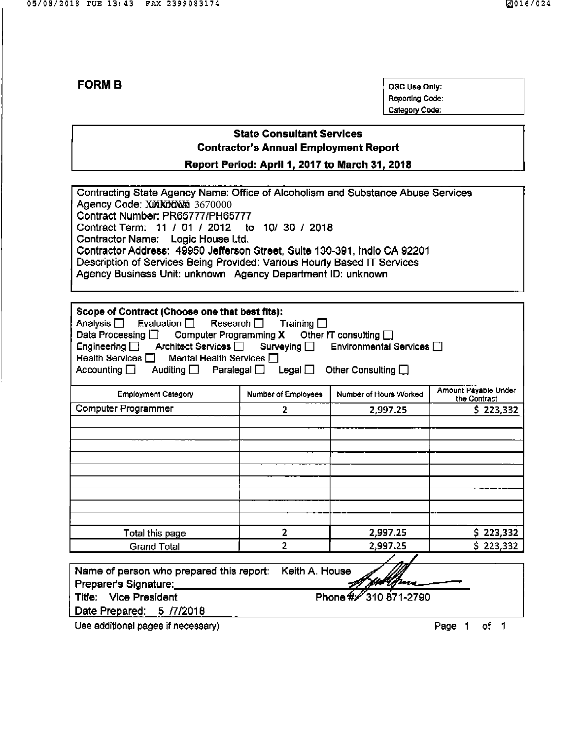# FORM B

OSC Use Only:
Reporting Code:
Category Code:

## State Consultant Services
### Contractor's Annual Employment Report
### Report Period: April 1, 2017 to March 31, 2018

Contracting State Agency Name: Office of Alcoholism and Substance Abuse Services
Agency Code: XXXXXX 3670000
Contract Number: PR65777/PH65777
Contract Term: 11 / 01 / 2012 to 10/ 30 / 2018
Contractor Name: Logic House Ltd.
Contractor Address: 49950 Jefferson Street, Suite 130-391, Indio CA 92201
Description of Services Being Provided: Various Hourly Based IT Services
Agency Business Unit: unknown Agency Department ID: unknown

**Scope of Contract (Choose one that best fits):**
Analysis ☐ Evaluation ☐ Research ☐ Training ☐
Data Processing ☐ Computer Programming X Other IT consulting ☐
Engineering ☐ Architect Services ☐ Surveying ☐ Environmental Services ☐
Health Services ☐ Mental Health Services ☐
Accounting ☐ Auditing ☐ Paralegal ☐ Legal ☐ Other Consulting ☐

| Employment Category | Number of Employees | Number of Hours Worked | Amount Payable Under the Contract |
|---|---|---|---|
| Computer Programmer | 2 | 2,997.25 | $ 223,332 |
| | | | |
| | | | |
| | | | |
| | | | |
| | | | |
| | | | |
| | | | |
| | | | |
| | | | |
| Total this page | 2 | 2,997.25 | $ 223,332 |
| Grand Total | 2 | 2,997.25 | $ 223,332 |

Name of person who prepared this report: Keith A. House
Preparer's Signature:
Title: Vice President Phone #: 310 871-2790
Date Prepared: 5 /7/2018

Use additional pages if necessary)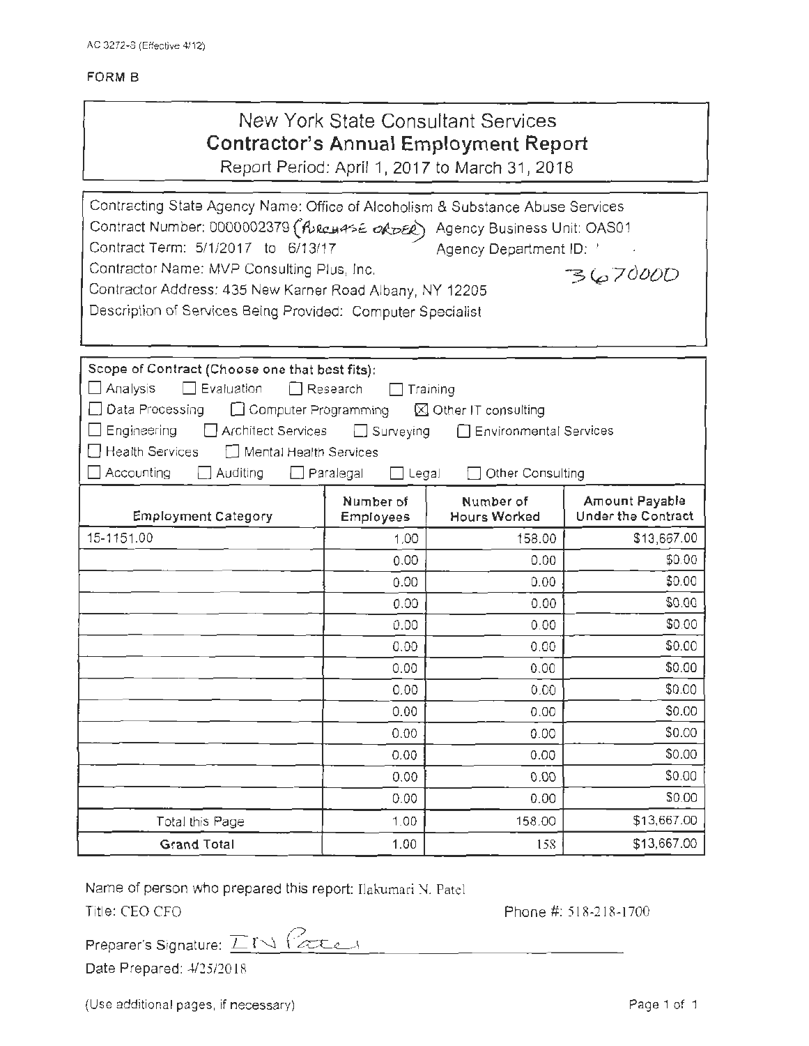AC 3272-S (Effective 4/12)

FORM B

# New York State Consultant Services
## Contractor's Annual Employment Report

Report Period: April 1, 2017 to March 31, 2018

Contracting State Agency Name: Office of Alcoholism & Substance Abuse Services
Contract Number: 0000002379 (PURCHASE ORDER) Agency Business Unit: OAS01
Contract Term: 5/1/2017 to 6/13/17 Agency Department ID: 3670000
Contractor Name: MVP Consulting Plus, Inc.
Contractor Address: 435 New Karner Road Albany, NY 12205
Description of Services Being Provided: Computer Specialist

**Scope of Contract (Choose one that best fits):**

☐ Analysis ☐ Evaluation ☐ Research ☐ Training
☐ Data Processing ☐ Computer Programming ☒ Other IT consulting
☐ Engineering ☐ Architect Services ☐ Surveying ☐ Environmental Services
☐ Health Services ☐ Mental Health Services
☐ Accounting ☐ Auditing ☐ Paralegal ☐ Legal ☐ Other Consulting

| Employment Category | Number of Employees | Number of Hours Worked | Amount Payable Under the Contract |
|---|---|---|---|
| 15-1151.00 | 1.00 | 158.00 | $13,667.00 |
| | 0.00 | 0.00 | $0.00 |
| | 0.00 | 0.00 | $0.00 |
| | 0.00 | 0.00 | $0.00 |
| | 0.00 | 0.00 | $0.00 |
| | 0.00 | 0.00 | $0.00 |
| | 0.00 | 0.00 | $0.00 |
| | 0.00 | 0.00 | $0.00 |
| | 0.00 | 0.00 | $0.00 |
| | 0.00 | 0.00 | $0.00 |
| | 0.00 | 0.00 | $0.00 |
| | 0.00 | 0.00 | $0.00 |
| | 0.00 | 0.00 | $0.00 |
| Total this Page | 1.00 | 158.00 | $13,667.00 |
| **Grand Total** | 1.00 | 158 | $13,667.00 |

Name of person who prepared this report: Ilakumari N. Patel
Title: CEO CFO Phone #: 518-218-1700
Preparer's Signature: I N Patel
Date Prepared: 4/25/2018

(Use additional pages, if necessary)